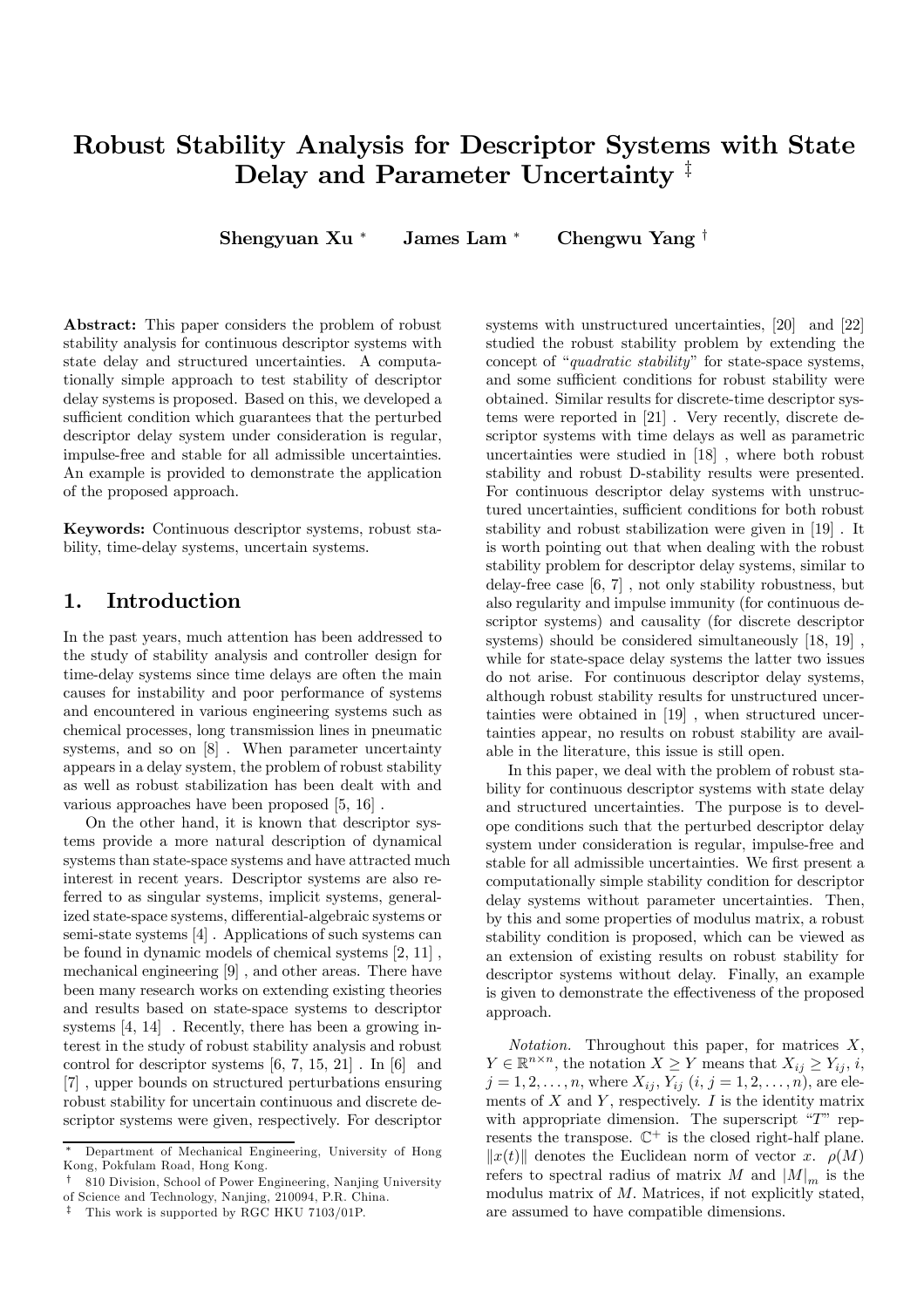# Robust Stability Analysis for Descriptor Systems with State Delay and Parameter Uncertainty [‡]

**Shengyuan Xu** [*] **James Lam** [*] **Chengwu Yang** [†]

**Abstract:** This paper considers the problem of robust stability analysis for continuous descriptor systems with state delay and structured uncertainties. A computationally simple approach to test stability of descriptor delay systems is proposed. Based on this, we developed a sufficient condition which guarantees that the perturbed descriptor delay system under consideration is regular, impulse-free and stable for all admissible uncertainties. An example is provided to demonstrate the application of the proposed approach.

**Keywords:** Continuous descriptor systems, robust stability, time-delay systems, uncertain systems.

## 1. Introduction

In the past years, much attention has been addressed to the study of stability analysis and controller design for time-delay systems since time delays are often the main causes for instability and poor performance of systems and encountered in various engineering systems such as chemical processes, long transmission lines in pneumatic systems, and so on [8] . When parameter uncertainty appears in a delay system, the problem of robust stability as well as robust stabilization has been dealt with and various approaches have been proposed [5, 16] .

On the other hand, it is known that descriptor systems provide a more natural description of dynamical systems than state-space systems and have attracted much interest in recent years. Descriptor systems are also referred to as singular systems, implicit systems, generalized state-space systems, differential-algebraic systems or semi-state systems [4] . Applications of such systems can be found in dynamic models of chemical systems [2, 11] , mechanical engineering [9] , and other areas. There have been many research works on extending existing theories and results based on state-space systems to descriptor systems [4, 14] . Recently, there has been a growing interest in the study of robust stability analysis and robust control for descriptor systems [6, 7, 15, 21] . In [6] and [7] , upper bounds on structured perturbations ensuring robust stability for uncertain continuous and discrete descriptor systems were given, respectively. For descriptor systems with unstructured uncertainties, [20] and [22] studied the robust stability problem by extending the concept of "*quadratic stability*" for state-space systems, and some sufficient conditions for robust stability were obtained. Similar results for discrete-time descriptor systems were reported in [21] . Very recently, discrete descriptor systems with time delays as well as parametric uncertainties were studied in [18] , where both robust stability and robust D-stability results were presented. For continuous descriptor delay systems with unstructured uncertainties, sufficient conditions for both robust stability and robust stabilization were given in [19] . It is worth pointing out that when dealing with the robust stability problem for descriptor delay systems, similar to delay-free case [6, 7] , not only stability robustness, but also regularity and impulse immunity (for continuous descriptor systems) and causality (for discrete descriptor systems) should be considered simultaneously [18, 19] , while for state-space delay systems the latter two issues do not arise. For continuous descriptor delay systems, although robust stability results for unstructured uncertainties were obtained in [19] , when structured uncertainties appear, no results on robust stability are available in the literature, this issue is still open.

In this paper, we deal with the problem of robust stability for continuous descriptor systems with state delay and structured uncertainties. The purpose is to develope conditions such that the perturbed descriptor delay system under consideration is regular, impulse-free and stable for all admissible uncertainties. We first present a computationally simple stability condition for descriptor delay systems without parameter uncertainties. Then, by this and some properties of modulus matrix, a robust stability condition is proposed, which can be viewed as an extension of existing results on robust stability for descriptor systems without delay. Finally, an example is given to demonstrate the effectiveness of the proposed approach.

*Notation.* Throughout this paper, for matrices $X$, $Y \in \mathbb{R}^{n\times n}$, the notation $X \geq Y$ means that $X_{ij} \geq Y_{ij}$, $i$, $j = 1, 2, \ldots, n$, where $X_{ij}, Y_{ij}$ $(i, j = 1, 2, \ldots, n)$, are elements of $X$ and $Y$, respectively. $I$ is the identity matrix with appropriate dimension. The superscript "$T$" represents the transpose. $\mathbb{C}^+$ is the closed right-half plane. $\|x(t)\|$ denotes the Euclidean norm of vector $x$. $\rho(M)$ refers to spectral radius of matrix $M$ and $|M|_m$ is the modulus matrix of $M$. Matrices, if not explicitly stated, are assumed to have compatible dimensions.

---

[*] Department of Mechanical Engineering, University of Hong Kong, Pokfulam Road, Hong Kong.

[†] 810 Division, School of Power Engineering, Nanjing University of Science and Technology, Nanjing, 210094, P.R. China.

[‡] This work is supported by RGC HKU 7103/01P.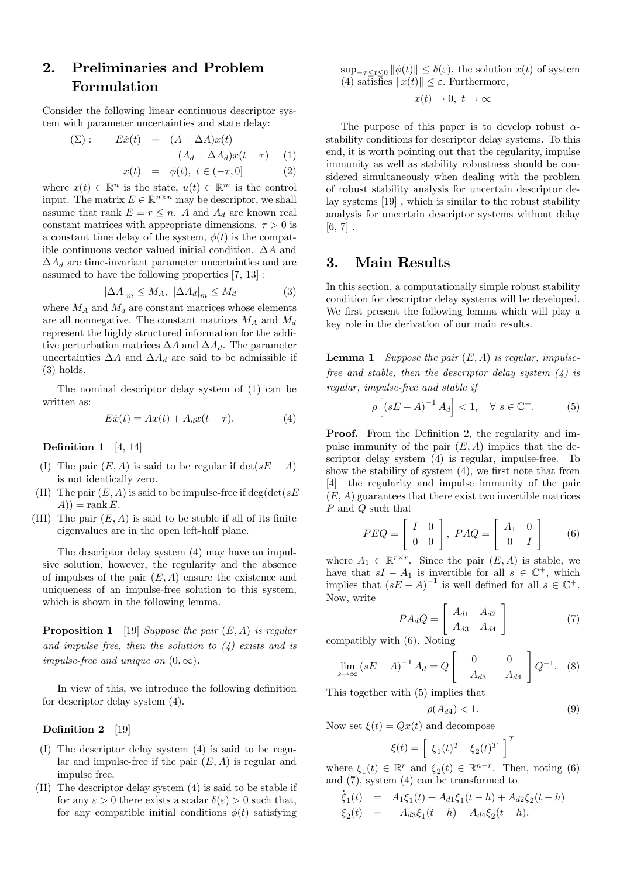## 2. Preliminaries and Problem Formulation

Consider the following linear continuous descriptor system with parameter uncertainties and state delay:

$$
\begin{aligned}
(\Sigma): \qquad E\dot{x}(t) &= (A+\Delta A)x(t) \\
&\quad +(A_d+\Delta A_d)x(t-\tau) \qquad (1) \\
x(t) &= \phi(t),\ t\in(-\tau,0] \qquad (2)
\end{aligned}
$$

where $x(t)\in\mathbb{R}^n$ is the state, $u(t)\in\mathbb{R}^m$ is the control input. The matrix $E\in\mathbb{R}^{n\times n}$ may be descriptor, we shall assume that rank $E=r\le n$. $A$ and $A_d$ are known real constant matrices with appropriate dimensions. $\tau>0$ is a constant time delay of the system, $\phi(t)$ is the compatible continuous vector valued initial condition. $\Delta A$ and $\Delta A_d$ are time-invariant parameter uncertainties and are assumed to have the following properties [7, 13] :

$$
|\Delta A|_m \le M_A,\ |\Delta A_d|_m \le M_d \qquad (3)
$$

where $M_A$ and $M_d$ are constant matrices whose elements are all nonnegative. The constant matrices $M_A$ and $M_d$ represent the highly structured information for the additive perturbation matrices $\Delta A$ and $\Delta A_d$. The parameter uncertainties $\Delta A$ and $\Delta A_d$ are said to be admissible if (3) holds.

The nominal descriptor delay system of (1) can be written as:

$$
E\dot{x}(t)=Ax(t)+A_dx(t-\tau). \qquad (4)
$$

**Definition 1** [4, 14]

(I) The pair $(E,A)$ is said to be regular if $\det(sE-A)$ is not identically zero.

(II) The pair $(E,A)$ is said to be impulse-free if $\deg(\det(sE-A))=\operatorname{rank}E$.

(III) The pair $(E,A)$ is said to be stable if all of its finite eigenvalues are in the open left-half plane.

The descriptor delay system (4) may have an impulsive solution, however, the regularity and the absence of impulses of the pair $(E,A)$ ensure the existence and uniqueness of an impulse-free solution to this system, which is shown in the following lemma.

**Proposition 1** [19] *Suppose the pair $(E,A)$ is regular and impulse free, then the solution to (4) exists and is impulse-free and unique on $(0,\infty)$.*

In view of this, we introduce the following definition for descriptor delay system (4).

**Definition 2** [19]

(I) The descriptor delay system (4) is said to be regular and impulse-free if the pair $(E,A)$ is regular and impulse free.

(II) The descriptor delay system (4) is said to be stable if for any $\varepsilon>0$ there exists a scalar $\delta(\varepsilon)>0$ such that, for any compatible initial conditions $\phi(t)$ satisfying $\sup_{-\tau\le t\le 0}\|\phi(t)\|\le\delta(\varepsilon)$, the solution $x(t)$ of system (4) satisfies $\|x(t)\|\le\varepsilon$. Furthermore,

$$
x(t)\to 0,\ t\to\infty
$$

The purpose of this paper is to develop robust $\alpha$-stability conditions for descriptor delay systems. To this end, it is worth pointing out that the regularity, impulse immunity as well as stability robustness should be considered simultaneously when dealing with the problem of robust stability analysis for uncertain descriptor delay systems [19] , which is similar to the robust stability analysis for uncertain descriptor systems without delay [6, 7] .

## 3. Main Results

In this section, a computationally simple robust stability condition for descriptor delay systems will be developed. We first present the following lemma which will play a key role in the derivation of our main results.

**Lemma 1** *Suppose the pair $(E,A)$ is regular, impulse-free and stable, then the descriptor delay system (4) is regular, impulse-free and stable if*

$$
\rho\left[(sE-A)^{-1}A_d\right]<1,\quad \forall\ s\in\mathbb{C}^+. \qquad (5)
$$

**Proof.** From the Definition 2, the regularity and impulse immunity of the pair $(E,A)$ implies that the descriptor delay system (4) is regular, impulse-free. To show the stability of system (4), we first note that from [4] the regularity and impulse immunity of the pair $(E,A)$ guarantees that there exist two invertible matrices $P$ and $Q$ such that

$$
PEQ=\begin{bmatrix} I & 0 \\ 0 & 0\end{bmatrix},\ PAQ=\begin{bmatrix} A_1 & 0 \\ 0 & I\end{bmatrix} \qquad (6)
$$

where $A_1\in\mathbb{R}^{r\times r}$. Since the pair $(E,A)$ is stable, we have that $sI-A_1$ is invertible for all $s\in\mathbb{C}^+$, which implies that $(sE-A)^{-1}$ is well defined for all $s\in\mathbb{C}^+$. Now, write

$$
PA_dQ=\begin{bmatrix} A_{d1} & A_{d2} \\ A_{d3} & A_{d4}\end{bmatrix} \qquad (7)
$$

compatibly with (6). Noting

$$
\lim_{s\to\infty}(sE-A)^{-1}A_d=Q\begin{bmatrix} 0 & 0 \\ -A_{d3} & -A_{d4}\end{bmatrix}Q^{-1}. \qquad (8)
$$

This together with (5) implies that

$$
\rho(A_{d4})<1. \qquad (9)
$$

Now set $\xi(t)=Qx(t)$ and decompose

$$
\xi(t)=\begin{bmatrix}\xi_1(t)^T & \xi_2(t)^T\end{bmatrix}^T
$$

where $\xi_1(t)\in\mathbb{R}^r$ and $\xi_2(t)\in\mathbb{R}^{n-r}$. Then, noting (6) and (7), system (4) can be transformed to

$$
\begin{aligned}
\dot{\xi}_1(t) &= A_1\xi_1(t)+A_{d1}\xi_1(t-h)+A_{d2}\xi_2(t-h) \\
\xi_2(t) &= -A_{d3}\xi_1(t-h)-A_{d4}\xi_2(t-h).
\end{aligned}
$$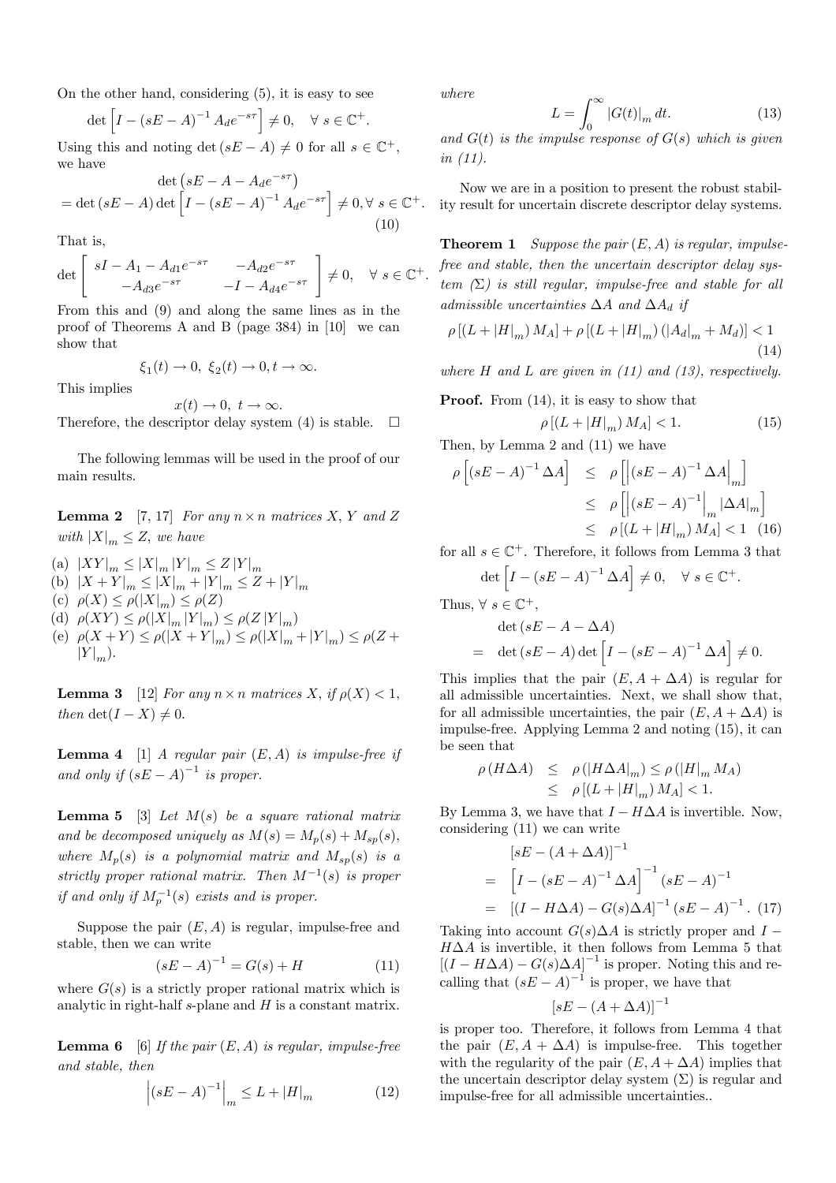On the other hand, considering (5), it is easy to see

$$\det\left[I-(sE-A)^{-1}A_d e^{-s\tau}\right]\neq 0,\quad \forall\ s\in\mathbb{C}^+.$$

Using this and noting $\det(sE-A)\neq 0$ for all $s\in\mathbb{C}^+$, we have

$$\begin{aligned}&\det\left(sE-A-A_d e^{-s\tau}\right)\\ &=\det(sE-A)\det\left[I-(sE-A)^{-1}A_d e^{-s\tau}\right]\neq 0,\forall\ s\in\mathbb{C}^+.\end{aligned}\tag{10}$$

That is,

$$\det\begin{bmatrix} sI-A_1-A_{d1}e^{-s\tau} & -A_{d2}e^{-s\tau}\\ -A_{d3}e^{-s\tau} & -I-A_{d4}e^{-s\tau}\end{bmatrix}\neq 0,\quad \forall\ s\in\mathbb{C}^+.$$

From this and (9) and along the same lines as in the proof of Theorems A and B (page 384) in [10] we can show that

$$\xi_1(t)\to 0,\ \xi_2(t)\to 0, t\to\infty.$$

This implies

$$x(t)\to 0,\ t\to\infty.$$

Therefore, the descriptor delay system (4) is stable. $\square$

The following lemmas will be used in the proof of our main results.

**Lemma 2** [7, 17] *For any $n\times n$ matrices $X, Y$ and $Z$ with $|X|_m\leq Z$, we have*

(a) $|XY|_m\leq |X|_m|Y|_m\leq Z|Y|_m$

(b) $|X+Y|_m\leq |X|_m+|Y|_m\leq Z+|Y|_m$

(c) $\rho(X)\leq\rho(|X|_m)\leq\rho(Z)$

(d) $\rho(XY)\leq\rho(|X|_m|Y|_m)\leq\rho(Z|Y|_m)$

(e) $\rho(X+Y)\leq\rho(|X+Y|_m)\leq\rho(|X|_m+|Y|_m)\leq\rho(Z+|Y|_m)$.

**Lemma 3** [12] *For any $n\times n$ matrices $X$, if $\rho(X)<1$, then $\det(I-X)\neq 0$.*

**Lemma 4** [1] *A regular pair $(E,A)$ is impulse-free if and only if $(sE-A)^{-1}$ is proper.*

**Lemma 5** [3] *Let $M(s)$ be a square rational matrix and be decomposed uniquely as $M(s)=M_p(s)+M_{sp}(s)$, where $M_p(s)$ is a polynomial matrix and $M_{sp}(s)$ is a strictly proper rational matrix. Then $M^{-1}(s)$ is proper if and only if $M_p^{-1}(s)$ exists and is proper.*

Suppose the pair $(E,A)$ is regular, impulse-free and stable, then we can write

$$(sE-A)^{-1}=G(s)+H\tag{11}$$

where $G(s)$ is a strictly proper rational matrix which is analytic in right-half $s$-plane and $H$ is a constant matrix.

**Lemma 6** [6] *If the pair $(E,A)$ is regular, impulse-free and stable, then*

$$\left|(sE-A)^{-1}\right|_m\leq L+|H|_m\tag{12}$$

*where*

$$L=\int_0^\infty|G(t)|_m\,dt.\tag{13}$$

*and $G(t)$ is the impulse response of $G(s)$ which is given in (11).*

Now we are in a position to present the robust stability result for uncertain discrete descriptor delay systems.

**Theorem 1** *Suppose the pair $(E,A)$ is regular, impulse-free and stable, then the uncertain descriptor delay system $(\Sigma)$ is still regular, impulse-free and stable for all admissible uncertainties $\Delta A$ and $\Delta A_d$ if*

$$\rho\left[(L+|H|_m)M_A\right]+\rho\left[(L+|H|_m)(|A_d|_m+M_d)\right]<1\tag{14}$$

*where $H$ and $L$ are given in (11) and (13), respectively.*

**Proof.** From (14), it is easy to show that

$$\rho\left[(L+|H|_m)M_A\right]<1.\tag{15}$$

Then, by Lemma 2 and (11) we have

$$\begin{aligned}\rho\left[(sE-A)^{-1}\Delta A\right] &\leq \rho\left[\left|(sE-A)^{-1}\Delta A\right|_m\right]\\ &\leq \rho\left[\left|(sE-A)^{-1}\right|_m|\Delta A|_m\right]\\ &\leq \rho\left[(L+|H|_m)M_A\right]<1\end{aligned}\tag{16}$$

for all $s\in\mathbb{C}^+$. Therefore, it follows from Lemma 3 that

$$\det\left[I-(sE-A)^{-1}\Delta A\right]\neq 0,\quad\forall\ s\in\mathbb{C}^+.$$

Thus, $\forall\ s\in\mathbb{C}^+$,

$$\begin{aligned}&\det(sE-A-\Delta A)\\ =\ &\det(sE-A)\det\left[I-(sE-A)^{-1}\Delta A\right]\neq 0.\end{aligned}$$

This implies that the pair $(E,A+\Delta A)$ is regular for all admissible uncertainties. Next, we shall show that, for all admissible uncertainties, the pair $(E,A+\Delta A)$ is impulse-free. Applying Lemma 2 and noting (15), it can be seen that

$$\begin{aligned}\rho(H\Delta A) &\leq \rho(|H\Delta A|_m)\leq\rho(|H|_m M_A)\\ &\leq \rho\left[(L+|H|_m)M_A\right]<1.\end{aligned}$$

By Lemma 3, we have that $I-H\Delta A$ is invertible. Now, considering (11) we can write

$$\begin{aligned}&[sE-(A+\Delta A)]^{-1}\\ =\ &\left[I-(sE-A)^{-1}\Delta A\right]^{-1}(sE-A)^{-1}\\ =\ &\left[(I-H\Delta A)-G(s)\Delta A\right]^{-1}(sE-A)^{-1}.\end{aligned}\tag{17}$$

Taking into account $G(s)\Delta A$ is strictly proper and $I-H\Delta A$ is invertible, it then follows from Lemma 5 that $\left[(I-H\Delta A)-G(s)\Delta A\right]^{-1}$ is proper. Noting this and recalling that $(sE-A)^{-1}$ is proper, we have that

$$[sE-(A+\Delta A)]^{-1}$$

is proper too. Therefore, it follows from Lemma 4 that the pair $(E,A+\Delta A)$ is impulse-free. This together with the regularity of the pair $(E,A+\Delta A)$ implies that the uncertain descriptor delay system $(\Sigma)$ is regular and impulse-free for all admissible uncertainties..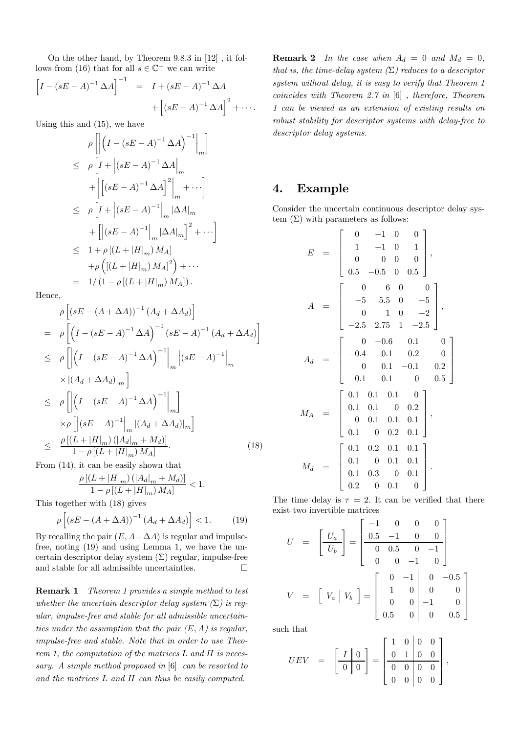On the other hand, by Theorem 9.8.3 in [12] , it follows from (16) that for all $s \in \mathbb{C}^+$ we can write

$$\left[I - (sE - A)^{-1} \Delta A\right]^{-1} = I + (sE - A)^{-1} \Delta A + \left[(sE - A)^{-1} \Delta A\right]^2 + \cdots .$$

Using this and (15), we have

$$\begin{aligned}
& \rho \left[ \left| \left( I - (sE - A)^{-1} \Delta A \right)^{-1} \right|_m \right] \\
\leq \; & \rho \left[ I + \left| (sE - A)^{-1} \Delta A \right|_m + \left| \left[ (sE - A)^{-1} \Delta A \right]^2 \right|_m + \cdots \right] \\
\leq \; & \rho \left[ I + \left| (sE - A)^{-1} \right|_m |\Delta A|_m + \left[ \left| (sE - A)^{-1} \right|_m |\Delta A|_m \right]^2 + \cdots \right] \\
\leq \; & 1 + \rho \left[ (L + |H|_m) M_A \right] + \rho \left( \left[ (L + |H|_m) M_A \right]^2 \right) + \cdots \\
= \; & 1 / \left( 1 - \rho \left[ (L + |H|_m) M_A \right] \right).
\end{aligned}$$

Hence,

$$\begin{aligned}
& \rho \left[ (sE - (A + \Delta A))^{-1} (A_d + \Delta A_d) \right] \\
= \; & \rho \left[ \left( I - (sE - A)^{-1} \Delta A \right)^{-1} (sE - A)^{-1} (A_d + \Delta A_d) \right] \\
\leq \; & \rho \left[ \left| \left( I - (sE - A)^{-1} \Delta A \right)^{-1} \right|_m \left| (sE - A)^{-1} \right|_m \times |(A_d + \Delta A_d)|_m \right] \\
\leq \; & \rho \left[ \left| \left( I - (sE - A)^{-1} \Delta A \right)^{-1} \right|_m \right] \times \rho \left[ \left| (sE - A)^{-1} \right|_m |(A_d + \Delta A_d)|_m \right] \\
\leq \; & \frac{\rho \left[ (L + |H|_m) (|A_d|_m + M_d) \right]}{1 - \rho \left[ (L + |H|_m) M_A \right]}.
\end{aligned} \tag{18}$$

From (14), it can be easily shown that

$$\frac{\rho \left[ (L + |H|_m) (|A_d|_m + M_d) \right]}{1 - \rho \left[ (L + |H|_m) M_A \right]} < 1.$$

This together with (18) gives

$$\rho \left[ (sE - (A + \Delta A))^{-1} (A_d + \Delta A_d) \right] < 1. \tag{19}$$

By recalling the pair $(E, A + \Delta A)$ is regular and impulse-free, noting (19) and using Lemma 1, we have the uncertain descriptor delay system $(\Sigma)$ regular, impulse-free and stable for all admissible uncertainties. □

**Remark 1** *Theorem 1 provides a simple method to test whether the uncertain descriptor delay system $(\Sigma)$ is regular, impulse-free and stable for all admissible uncertainties under the assumption that the pair $(E, A)$ is regular, impulse-free and stable. Note that in order to use Theorem 1, the computation of the matrices $L$ and $H$ is necessary. A simple method proposed in* [6] *can be resorted to and the matrices $L$ and $H$ can thus be easily computed.*

**Remark 2** *In the case when $A_d = 0$ and $M_d = 0$, that is, the time-delay system $(\Sigma)$ reduces to a descriptor system without delay, it is easy to verify that Theorem 1 coincides with Theorem 2.7 in* [6] *, therefore, Theorem 1 can be viewed as an extension of existing results on robust stability for descriptor systems with delay-free to descriptor delay systems.*

## 4. Example

Consider the uncertain continuous descriptor delay system $(\Sigma)$ with parameters as follows:

$$E = \begin{bmatrix} 0 & -1 & 0 & 0 \\ 1 & -1 & 0 & 1 \\ 0 & 0 & 0 & 0 \\ 0.5 & -0.5 & 0 & 0.5 \end{bmatrix},$$

$$A = \begin{bmatrix} 0 & 6 & 0 & 0 \\ -5 & 5.5 & 0 & -5 \\ 0 & 1 & 0 & -2 \\ -2.5 & 2.75 & 1 & -2.5 \end{bmatrix},$$

$$A_d = \begin{bmatrix} 0 & -0.6 & 0.1 & 0 \\ -0.4 & -0.1 & 0.2 & 0 \\ 0 & 0.1 & -0.1 & 0.2 \\ 0.1 & -0.1 & 0 & -0.5 \end{bmatrix}$$

$$M_A = \begin{bmatrix} 0.1 & 0.1 & 0.1 & 0 \\ 0.1 & 0.1 & 0 & 0.2 \\ 0 & 0.1 & 0.1 & 0.1 \\ 0.1 & 0 & 0.2 & 0.1 \end{bmatrix},$$

$$M_d = \begin{bmatrix} 0.1 & 0.2 & 0.1 & 0.1 \\ 0.1 & 0 & 0.1 & 0.1 \\ 0.1 & 0.3 & 0 & 0.1 \\ 0.2 & 0 & 0.1 & 0 \end{bmatrix}.$$

The time delay is $\tau = 2$. It can be verified that there exist two invertible matrices

$$U = \begin{bmatrix} U_a \\ \hline U_b \end{bmatrix} = \left[\begin{array}{cccc} -1 & 0 & 0 & 0 \\ 0.5 & -1 & 0 & 0 \\ \hline 0 & 0.5 & 0 & -1 \\ 0 & 0 & -1 & 0 \end{array}\right]$$

$$V = \left[\begin{array}{c|c} V_a & V_b \end{array}\right] = \left[\begin{array}{cc|cc} 0 & -1 & 0 & -0.5 \\ 1 & 0 & 0 & 0 \\ 0 & 0 & -1 & 0 \\ 0.5 & 0 & 0 & 0.5 \end{array}\right]$$

such that

$$UEV = \left[\begin{array}{c|c} I & 0 \\ \hline 0 & 0 \end{array}\right] = \left[\begin{array}{cc|cc} 1 & 0 & 0 & 0 \\ 0 & 1 & 0 & 0 \\ \hline 0 & 0 & 0 & 0 \\ 0 & 0 & 0 & 0 \end{array}\right],$$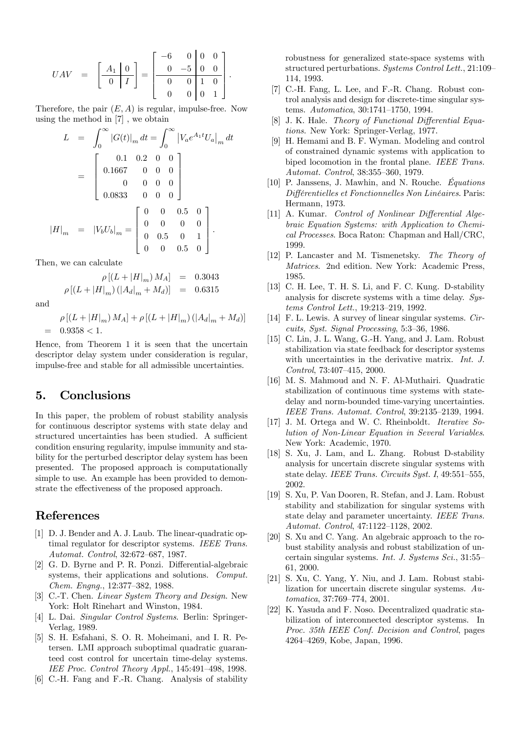$$
UAV = \left[\begin{array}{c|c} A_1 & 0 \\ \hline 0 & I \end{array}\right] = \left[\begin{array}{cc|cc} -6 & 0 & 0 & 0 \\ 0 & -5 & 0 & 0 \\ \hline 0 & 0 & 1 & 0 \\ 0 & 0 & 0 & 1 \end{array}\right].
$$

Therefore, the pair $(E, A)$ is regular, impulse-free. Now using the method in [7] , we obtain

$$
\begin{aligned}
L &= \int_0^\infty |G(t)|_m \, dt = \int_0^\infty \left| V_a e^{A_1 t} U_a \right|_m dt \\
&= \begin{bmatrix} 0.1 & 0.2 & 0 & 0 \\ 0.1667 & 0 & 0 & 0 \\ 0 & 0 & 0 & 0 \\ 0.0833 & 0 & 0 & 0 \end{bmatrix} \\
|H|_m &= |V_b U_b|_m = \begin{bmatrix} 0 & 0 & 0.5 & 0 \\ 0 & 0 & 0 & 0 \\ 0 & 0.5 & 0 & 1 \\ 0 & 0 & 0.5 & 0 \end{bmatrix}.
\end{aligned}
$$

Then, we can calculate

$$
\begin{aligned}
\rho \left[ \left( L + |H|_m \right) M_A \right] &= 0.3043 \\
\rho \left[ \left( L + |H|_m \right) \left( |A_d|_m + M_d \right) \right] &= 0.6315
\end{aligned}
$$

and

$$
\begin{aligned}
& \rho \left[ \left( L + |H|_m \right) M_A \right] + \rho \left[ \left( L + |H|_m \right) \left( |A_d|_m + M_d \right) \right] \\
= {} & 0.9358 < 1.
\end{aligned}
$$

Hence, from Theorem 1 it is seen that the uncertain descriptor delay system under consideration is regular, impulse-free and stable for all admissible uncertainties.

## 5. Conclusions

In this paper, the problem of robust stability analysis for continuous descriptor systems with state delay and structured uncertainties has been studied. A sufficient condition ensuring regularity, impulse immunity and stability for the perturbed descriptor delay system has been presented. The proposed approach is computationally simple to use. An example has been provided to demonstrate the effectiveness of the proposed approach.

## References

[1] D. J. Bender and A. J. Laub. The linear-quadratic optimal regulator for descriptor systems. *IEEE Trans. Automat. Control*, 32:672–687, 1987.

[2] G. D. Byrne and P. R. Ponzi. Differential-algebraic systems, their applications and solutions. *Comput. Chem. Engng.*, 12:377–382, 1988.

[3] C.-T. Chen. *Linear System Theory and Design*. New York: Holt Rinehart and Winston, 1984.

[4] L. Dai. *Singular Control Systems*. Berlin: Springer-Verlag, 1989.

[5] S. H. Esfahani, S. O. R. Moheimani, and I. R. Petersen. LMI approach suboptimal quadratic guaranteed cost control for uncertain time-delay systems. *IEE Proc. Control Theory Appl.*, 145:491–498, 1998.

[6] C.-H. Fang and F.-R. Chang. Analysis of stability robustness for generalized state-space systems with structured perturbations. *Systems Control Lett.*, 21:109–114, 1993.

[7] C.-H. Fang, L. Lee, and F.-R. Chang. Robust control analysis and design for discrete-time singular systems. *Automatica*, 30:1741–1750, 1994.

[8] J. K. Hale. *Theory of Functional Differential Equations*. New York: Springer-Verlag, 1977.

[9] H. Hemami and B. F. Wyman. Modeling and control of constrained dynamic systems with application to biped locomotion in the frontal plane. *IEEE Trans. Automat. Control*, 38:355–360, 1979.

[10] P. Janssens, J. Mawhin, and N. Rouche. *Équations Différentielles et Fonctionnelles Non Linéaires*. Paris: Hermann, 1973.

[11] A. Kumar. *Control of Nonlinear Differential Algebraic Equation Systems: with Application to Chemical Processes*. Boca Raton: Chapman and Hall/CRC, 1999.

[12] P. Lancaster and M. Tismenetsky. *The Theory of Matrices*. 2nd edition. New York: Academic Press, 1985.

[13] C. H. Lee, T. H. S. Li, and F. C. Kung. D-stability analysis for discrete systems with a time delay. *Systems Control Lett.*, 19:213–219, 1992.

[14] F. L. Lewis. A survey of linear singular systems. *Circuits, Syst. Signal Processing*, 5:3–36, 1986.

[15] C. Lin, J. L. Wang, G.-H. Yang, and J. Lam. Robust stabilization via state feedback for descriptor systems with uncertainties in the derivative matrix. *Int. J. Control*, 73:407–415, 2000.

[16] M. S. Mahmoud and N. F. Al-Muthairi. Quadratic stabilization of continuous time systems with state-delay and norm-bounded time-varying uncertainties. *IEEE Trans. Automat. Control*, 39:2135–2139, 1994.

[17] J. M. Ortega and W. C. Rheinboldt. *Iterative Solution of Non-Linear Equation in Several Variables*. New York: Academic, 1970.

[18] S. Xu, J. Lam, and L. Zhang. Robust D-stability analysis for uncertain discrete singular systems with state delay. *IEEE Trans. Circuits Syst. I*, 49:551–555, 2002.

[19] S. Xu, P. Van Dooren, R. Stefan, and J. Lam. Robust stability and stabilization for singular systems with state delay and parameter uncertainty. *IEEE Trans. Automat. Control*, 47:1122–1128, 2002.

[20] S. Xu and C. Yang. An algebraic approach to the robust stability analysis and robust stabilization of uncertain singular systems. *Int. J. Systems Sci.*, 31:55–61, 2000.

[21] S. Xu, C. Yang, Y. Niu, and J. Lam. Robust stabilization for uncertain discrete singular systems. *Automatica*, 37:769–774, 2001.

[22] K. Yasuda and F. Noso. Decentralized quadratic stabilization of interconnected descriptor systems. In *Proc. 35th IEEE Conf. Decision and Control*, pages 4264–4269, Kobe, Japan, 1996.